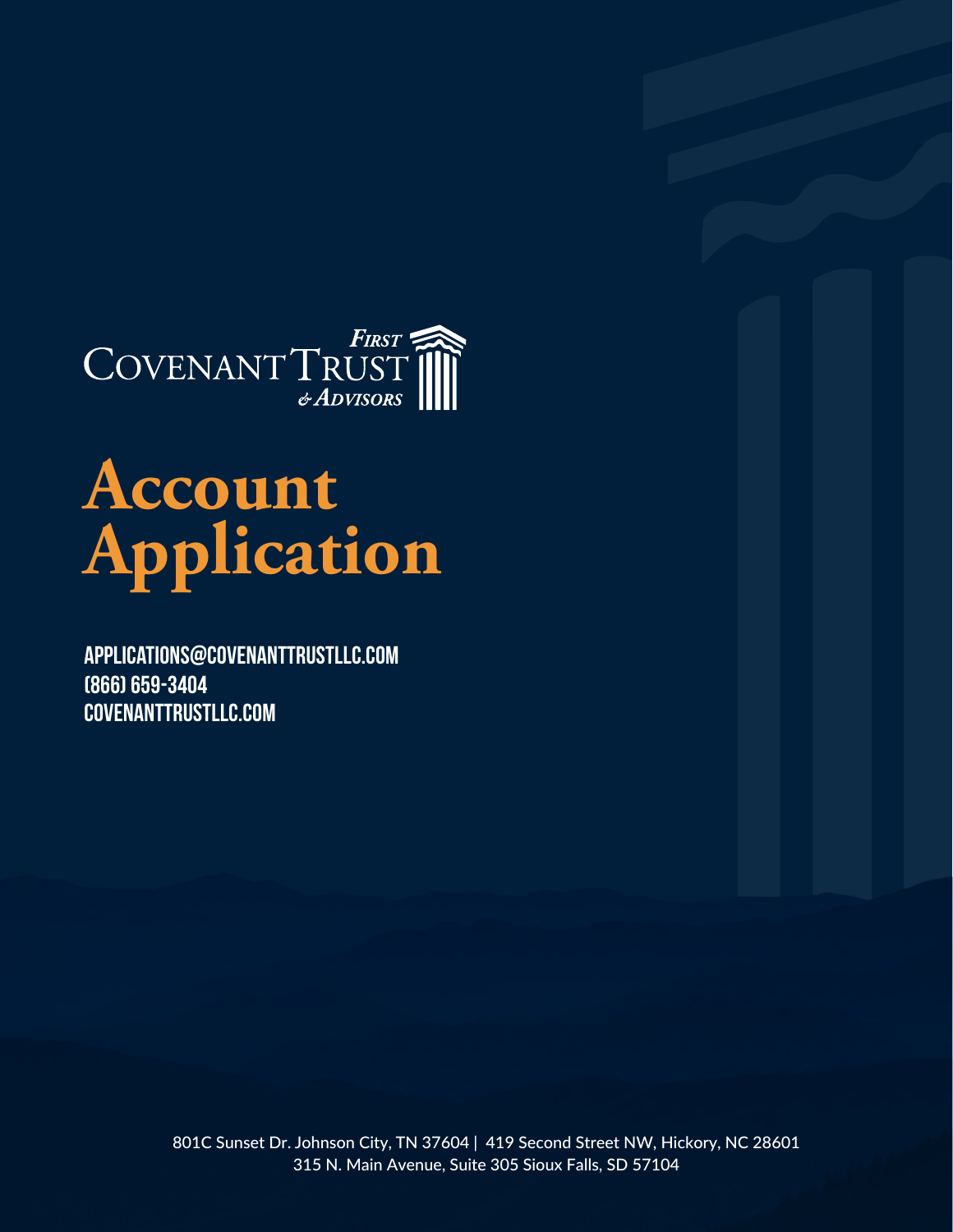First Covenant Trust & Advisors

# Account Application

APPLICATIONS@COVENANTTRUSTLLC.COM
(866) 659-3404
COVENANTTRUSTLLC.COM

801C Sunset Dr. Johnson City, TN 37604 | 419 Second Street NW, Hickory, NC 28601
315 N. Main Avenue, Suite 305 Sioux Falls, SD 57104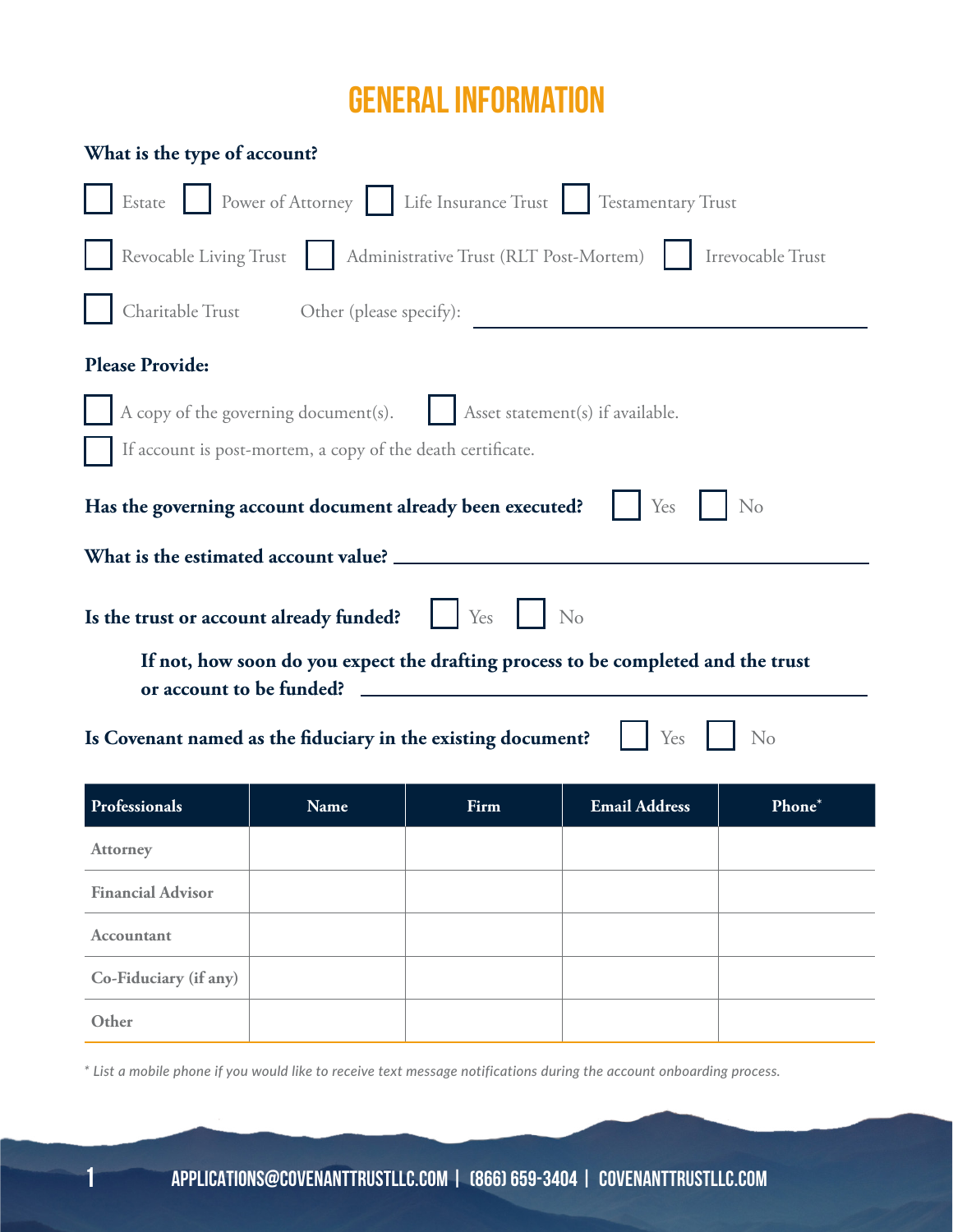# GENERAL INFORMATION

**What is the type of account?**

☐ Estate ☐ Power of Attorney ☐ Life Insurance Trust ☐ Testamentary Trust

☐ Revocable Living Trust ☐ Administrative Trust (RLT Post-Mortem) ☐ Irrevocable Trust

☐ Charitable Trust Other (please specify): ______________________

**Please Provide:**

☐ A copy of the governing document(s). ☐ Asset statement(s) if available.

☐ If account is post-mortem, a copy of the death certificate.

**Has the governing account document already been executed?** ☐ Yes ☐ No

**What is the estimated account value?** ______________________

**Is the trust or account already funded?** ☐ Yes ☐ No

**If not, how soon do you expect the drafting process to be completed and the trust or account to be funded?** ______________________

**Is Covenant named as the fiduciary in the existing document?** ☐ Yes ☐ No

| Professionals | Name | Firm | Email Address | Phone* |
|---|---|---|---|---|
| Attorney | | | | |
| Financial Advisor | | | | |
| Accountant | | | | |
| Co-Fiduciary (if any) | | | | |
| Other | | | | |

*\* List a mobile phone if you would like to receive text message notifications during the account onboarding process.*

APPLICATIONS@COVENANTTRUSTLLC.COM | (866) 659-3404 | COVENANTTRUSTLLC.COM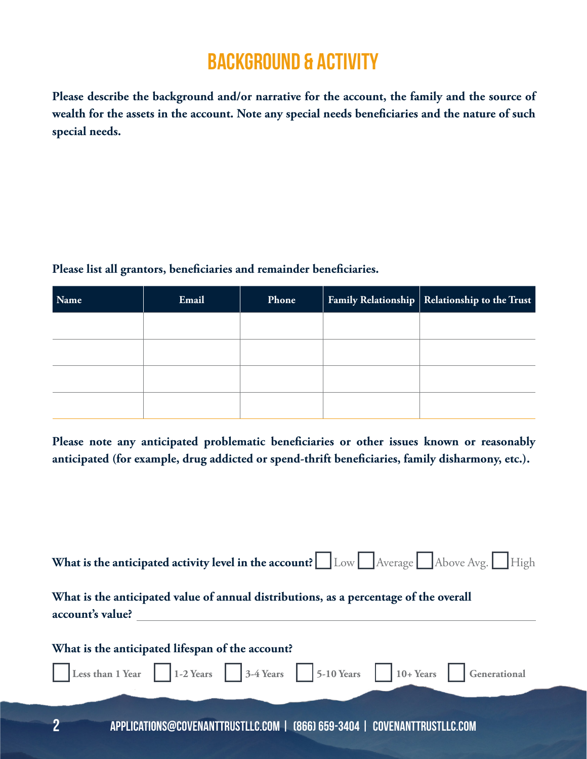# BACKGROUND & ACTIVITY

**Please describe the background and/or narrative for the account, the family and the source of wealth for the assets in the account. Note any special needs beneficiaries and the nature of such special needs.**

**Please list all grantors, beneficiaries and remainder beneficiaries.**

| Name | Email | Phone | Family Relationship | Relationship to the Trust |
|---|---|---|---|---|
| | | | | |
| | | | | |
| | | | | |
| | | | | |

**Please note any anticipated problematic beneficiaries or other issues known or reasonably anticipated (for example, drug addicted or spend-thrift beneficiaries, family disharmony, etc.).**

**What is the anticipated activity level in the account?** ☐ Low ☐ Average ☐ Above Avg. ☐ High

**What is the anticipated value of annual distributions, as a percentage of the overall account's value?** ______________________________

**What is the anticipated lifespan of the account?**

☐ Less than 1 Year ☐ 1-2 Years ☐ 3-4 Years ☐ 5-10 Years ☐ 10+ Years ☐ Generational

APPLICATIONS@COVENANTTRUSTLLC.COM | (866) 659-3404 | COVENANTTRUSTLLC.COM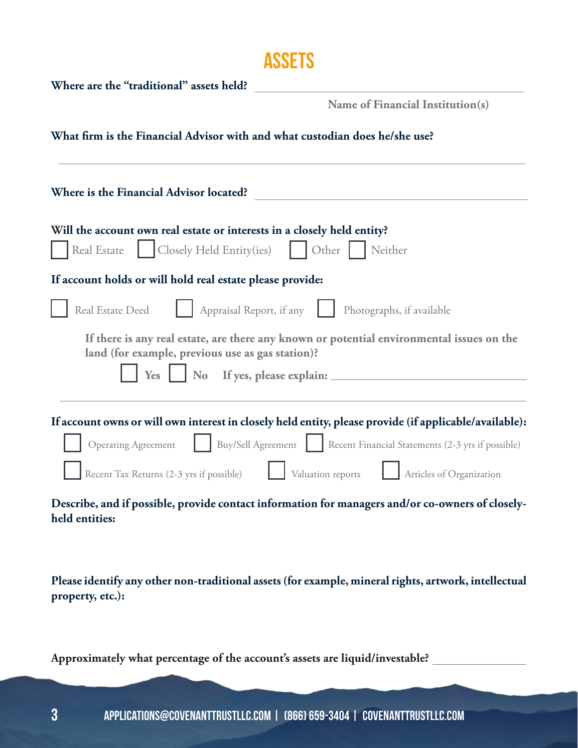# ASSETS

**Where are the "traditional" assets held?** ______________________________

Name of Financial Institution(s)

**What firm is the Financial Advisor with and what custodian does he/she use?**

______________________________

**Where is the Financial Advisor located?** ______________________________

**Will the account own real estate or interests in a closely held entity?**

☐ Real Estate ☐ Closely Held Entity(ies) ☐ Other ☐ Neither

**If account holds or will hold real estate please provide:**

☐ Real Estate Deed ☐ Appraisal Report, if any ☐ Photographs, if available

**If there is any real estate, are there any known or potential environmental issues on the land (for example, previous use as gas station)?**

☐ **Yes** ☐ **No** **If yes, please explain:** ______________________________

______________________________

**If account owns or will own interest in closely held entity, please provide (if applicable/available):**

☐ Operating Agreement ☐ Buy/Sell Agreement ☐ Recent Financial Statements (2-3 yrs if possible)

☐ Recent Tax Returns (2-3 yrs if possible) ☐ Valuation reports ☐ Articles of Organization

**Describe, and if possible, provide contact information for managers and/or co-owners of closely-held entities:**

**Please identify any other non-traditional assets (for example, mineral rights, artwork, intellectual property, etc.):**

**Approximately what percentage of the account's assets are liquid/investable?** ______________

APPLICATIONS@COVENANTTRUSTLLC.COM | (866) 659-3404 | COVENANTTRUSTLLC.COM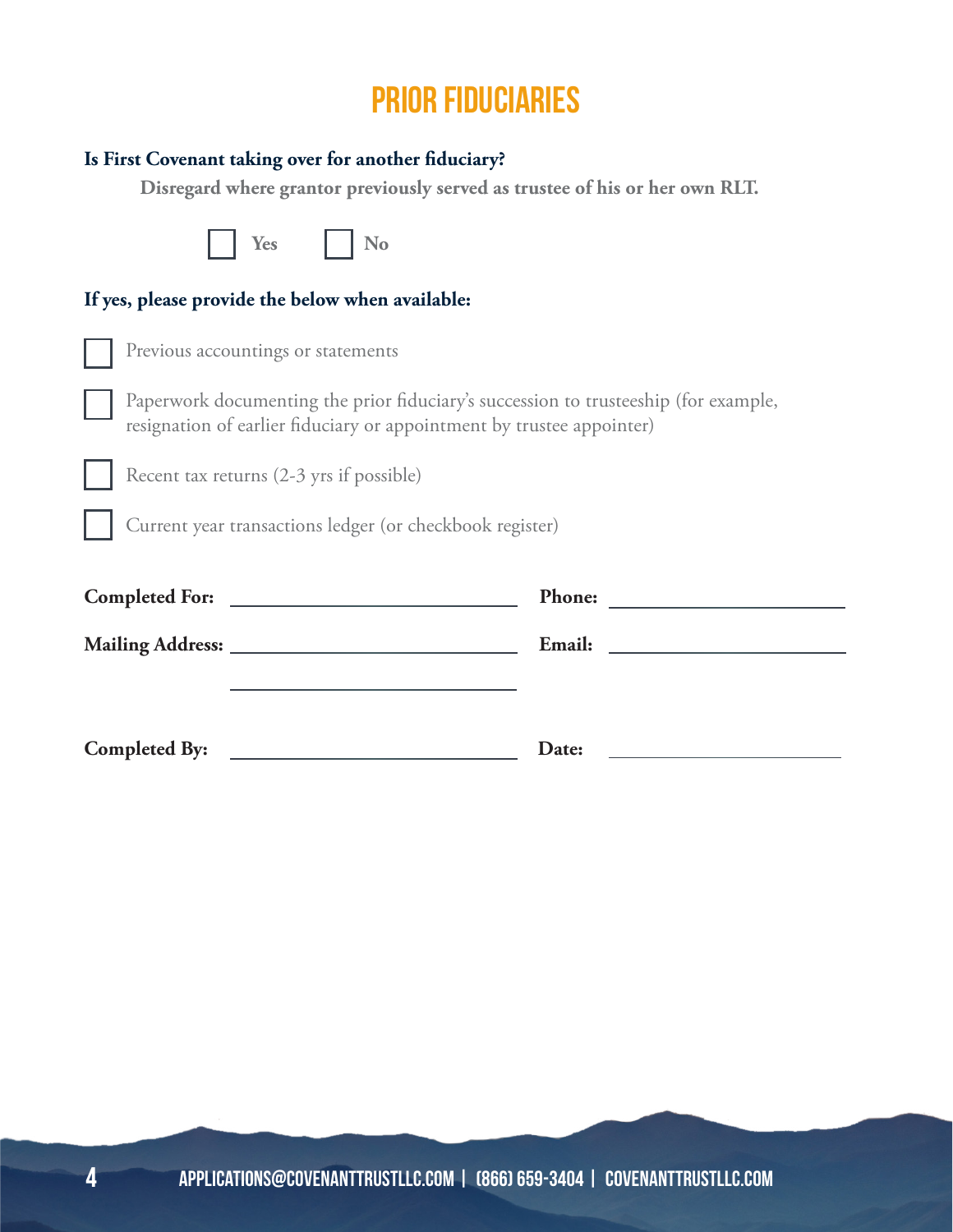# PRIOR FIDUCIARIES

**Is First Covenant taking over for another fiduciary?**

**Disregard where grantor previously served as trustee of his or her own RLT.**

☐ Yes ☐ No

**If yes, please provide the below when available:**

☐ Previous accountings or statements

☐ Paperwork documenting the prior fiduciary's succession to trusteeship (for example, resignation of earlier fiduciary or appointment by trustee appointer)

☐ Recent tax returns (2-3 yrs if possible)

☐ Current year transactions ledger (or checkbook register)

**Completed For:** ______________________ **Phone:** ______________________

**Mailing Address:** ______________________ **Email:** ______________________

______________________

**Completed By:** ______________________ **Date:** ______________________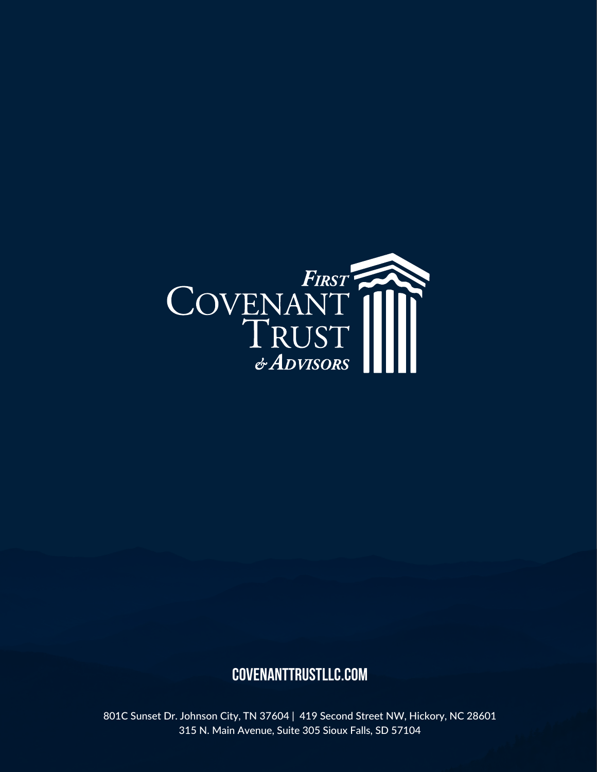FIRST COVENANT TRUST & ADVISORS

**COVENANTTRUSTLLC.COM**

801C Sunset Dr. Johnson City, TN 37604 | 419 Second Street NW, Hickory, NC 28601
315 N. Main Avenue, Suite 305 Sioux Falls, SD 57104